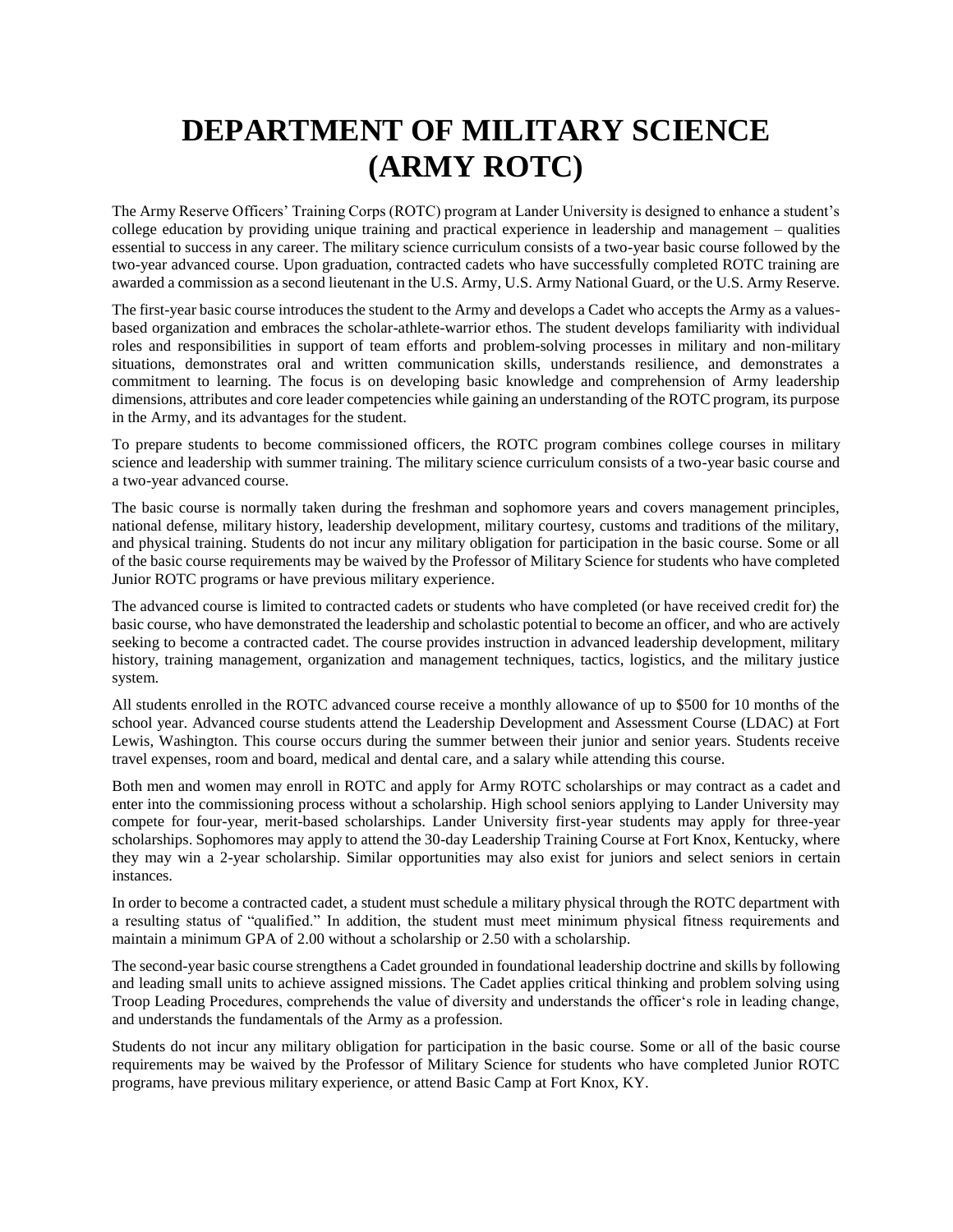# DEPARTMENT OF MILITARY SCIENCE (ARMY ROTC)

The Army Reserve Officers' Training Corps (ROTC) program at Lander University is designed to enhance a student's college education by providing unique training and practical experience in leadership and management – qualities essential to success in any career. The military science curriculum consists of a two-year basic course followed by the two-year advanced course. Upon graduation, contracted cadets who have successfully completed ROTC training are awarded a commission as a second lieutenant in the U.S. Army, U.S. Army National Guard, or the U.S. Army Reserve.

The first-year basic course introduces the student to the Army and develops a Cadet who accepts the Army as a values-based organization and embraces the scholar-athlete-warrior ethos. The student develops familiarity with individual roles and responsibilities in support of team efforts and problem-solving processes in military and non-military situations, demonstrates oral and written communication skills, understands resilience, and demonstrates a commitment to learning. The focus is on developing basic knowledge and comprehension of Army leadership dimensions, attributes and core leader competencies while gaining an understanding of the ROTC program, its purpose in the Army, and its advantages for the student.

To prepare students to become commissioned officers, the ROTC program combines college courses in military science and leadership with summer training. The military science curriculum consists of a two-year basic course and a two-year advanced course.

The basic course is normally taken during the freshman and sophomore years and covers management principles, national defense, military history, leadership development, military courtesy, customs and traditions of the military, and physical training. Students do not incur any military obligation for participation in the basic course. Some or all of the basic course requirements may be waived by the Professor of Military Science for students who have completed Junior ROTC programs or have previous military experience.

The advanced course is limited to contracted cadets or students who have completed (or have received credit for) the basic course, who have demonstrated the leadership and scholastic potential to become an officer, and who are actively seeking to become a contracted cadet. The course provides instruction in advanced leadership development, military history, training management, organization and management techniques, tactics, logistics, and the military justice system.

All students enrolled in the ROTC advanced course receive a monthly allowance of up to $500 for 10 months of the school year. Advanced course students attend the Leadership Development and Assessment Course (LDAC) at Fort Lewis, Washington. This course occurs during the summer between their junior and senior years. Students receive travel expenses, room and board, medical and dental care, and a salary while attending this course.

Both men and women may enroll in ROTC and apply for Army ROTC scholarships or may contract as a cadet and enter into the commissioning process without a scholarship. High school seniors applying to Lander University may compete for four-year, merit-based scholarships. Lander University first-year students may apply for three-year scholarships. Sophomores may apply to attend the 30-day Leadership Training Course at Fort Knox, Kentucky, where they may win a 2-year scholarship. Similar opportunities may also exist for juniors and select seniors in certain instances.

In order to become a contracted cadet, a student must schedule a military physical through the ROTC department with a resulting status of "qualified." In addition, the student must meet minimum physical fitness requirements and maintain a minimum GPA of 2.00 without a scholarship or 2.50 with a scholarship.

The second-year basic course strengthens a Cadet grounded in foundational leadership doctrine and skills by following and leading small units to achieve assigned missions. The Cadet applies critical thinking and problem solving using Troop Leading Procedures, comprehends the value of diversity and understands the officer's role in leading change, and understands the fundamentals of the Army as a profession.

Students do not incur any military obligation for participation in the basic course. Some or all of the basic course requirements may be waived by the Professor of Military Science for students who have completed Junior ROTC programs, have previous military experience, or attend Basic Camp at Fort Knox, KY.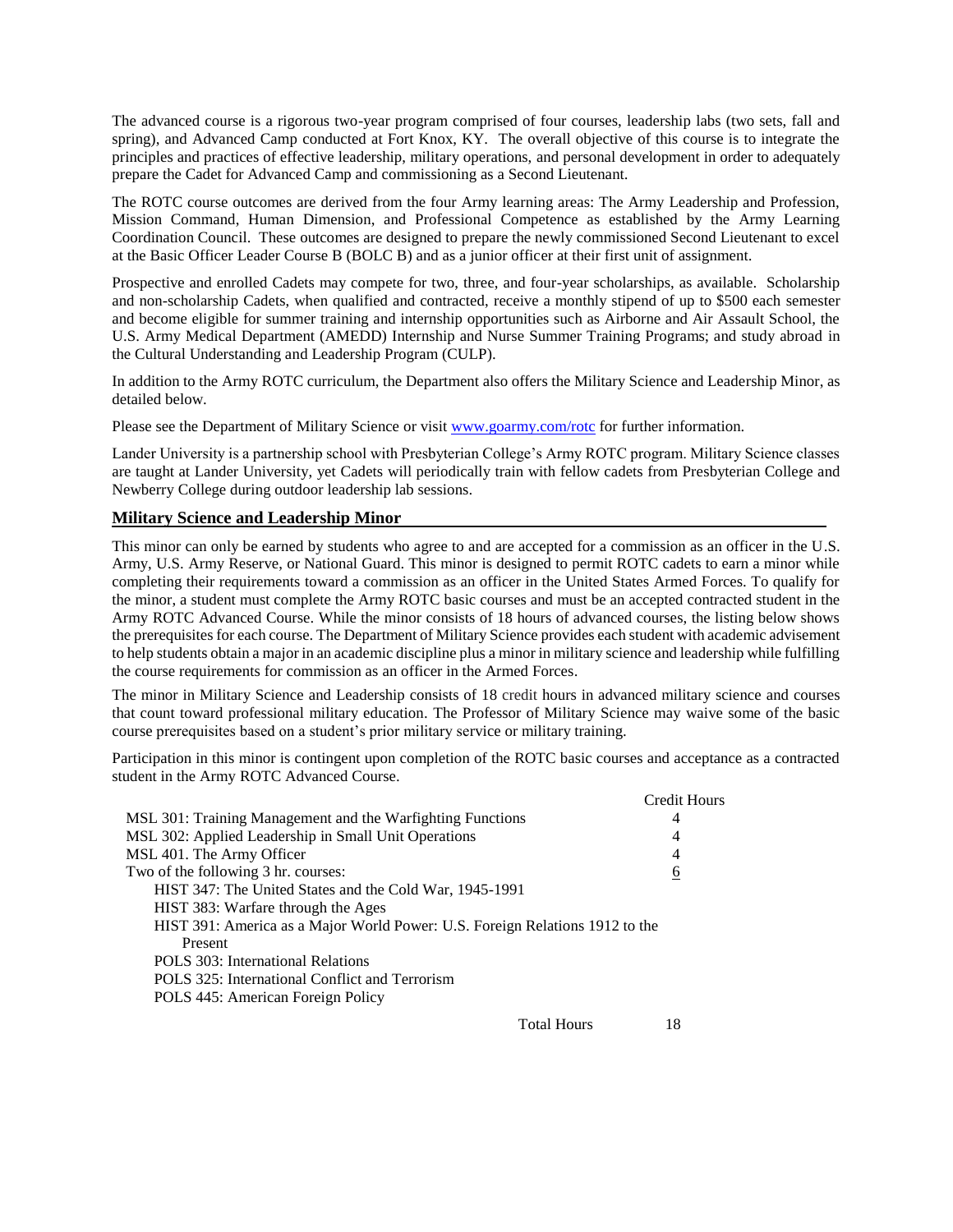The advanced course is a rigorous two-year program comprised of four courses, leadership labs (two sets, fall and spring), and Advanced Camp conducted at Fort Knox, KY. The overall objective of this course is to integrate the principles and practices of effective leadership, military operations, and personal development in order to adequately prepare the Cadet for Advanced Camp and commissioning as a Second Lieutenant.

The ROTC course outcomes are derived from the four Army learning areas: The Army Leadership and Profession, Mission Command, Human Dimension, and Professional Competence as established by the Army Learning Coordination Council. These outcomes are designed to prepare the newly commissioned Second Lieutenant to excel at the Basic Officer Leader Course B (BOLC B) and as a junior officer at their first unit of assignment.

Prospective and enrolled Cadets may compete for two, three, and four-year scholarships, as available. Scholarship and non-scholarship Cadets, when qualified and contracted, receive a monthly stipend of up to $500 each semester and become eligible for summer training and internship opportunities such as Airborne and Air Assault School, the U.S. Army Medical Department (AMEDD) Internship and Nurse Summer Training Programs; and study abroad in the Cultural Understanding and Leadership Program (CULP).

In addition to the Army ROTC curriculum, the Department also offers the Military Science and Leadership Minor, as detailed below.

Please see the Department of Military Science or visit [www.goarmy.com/rotc](http://www.goarmy.com/rotc) for further information.

Lander University is a partnership school with Presbyterian College's Army ROTC program. Military Science classes are taught at Lander University, yet Cadets will periodically train with fellow cadets from Presbyterian College and Newberry College during outdoor leadership lab sessions.

## Military Science and Leadership Minor

This minor can only be earned by students who agree to and are accepted for a commission as an officer in the U.S. Army, U.S. Army Reserve, or National Guard. This minor is designed to permit ROTC cadets to earn a minor while completing their requirements toward a commission as an officer in the United States Armed Forces. To qualify for the minor, a student must complete the Army ROTC basic courses and must be an accepted contracted student in the Army ROTC Advanced Course. While the minor consists of 18 hours of advanced courses, the listing below shows the prerequisites for each course. The Department of Military Science provides each student with academic advisement to help students obtain a major in an academic discipline plus a minor in military science and leadership while fulfilling the course requirements for commission as an officer in the Armed Forces.

The minor in Military Science and Leadership consists of 18 credit hours in advanced military science and courses that count toward professional military education. The Professor of Military Science may waive some of the basic course prerequisites based on a student's prior military service or military training.

Participation in this minor is contingent upon completion of the ROTC basic courses and acceptance as a contracted student in the Army ROTC Advanced Course.

| | Credit Hours |
|---|---|
| MSL 301: Training Management and the Warfighting Functions | 4 |
| MSL 302: Applied Leadership in Small Unit Operations | 4 |
| MSL 401. The Army Officer | 4 |
| Two of the following 3 hr. courses: | 6 |
| HIST 347: The United States and the Cold War, 1945-1991 | |
| HIST 383: Warfare through the Ages | |
| HIST 391: America as a Major World Power: U.S. Foreign Relations 1912 to the Present | |
| POLS 303: International Relations | |
| POLS 325: International Conflict and Terrorism | |
| POLS 445: American Foreign Policy | |
| Total Hours | 18 |